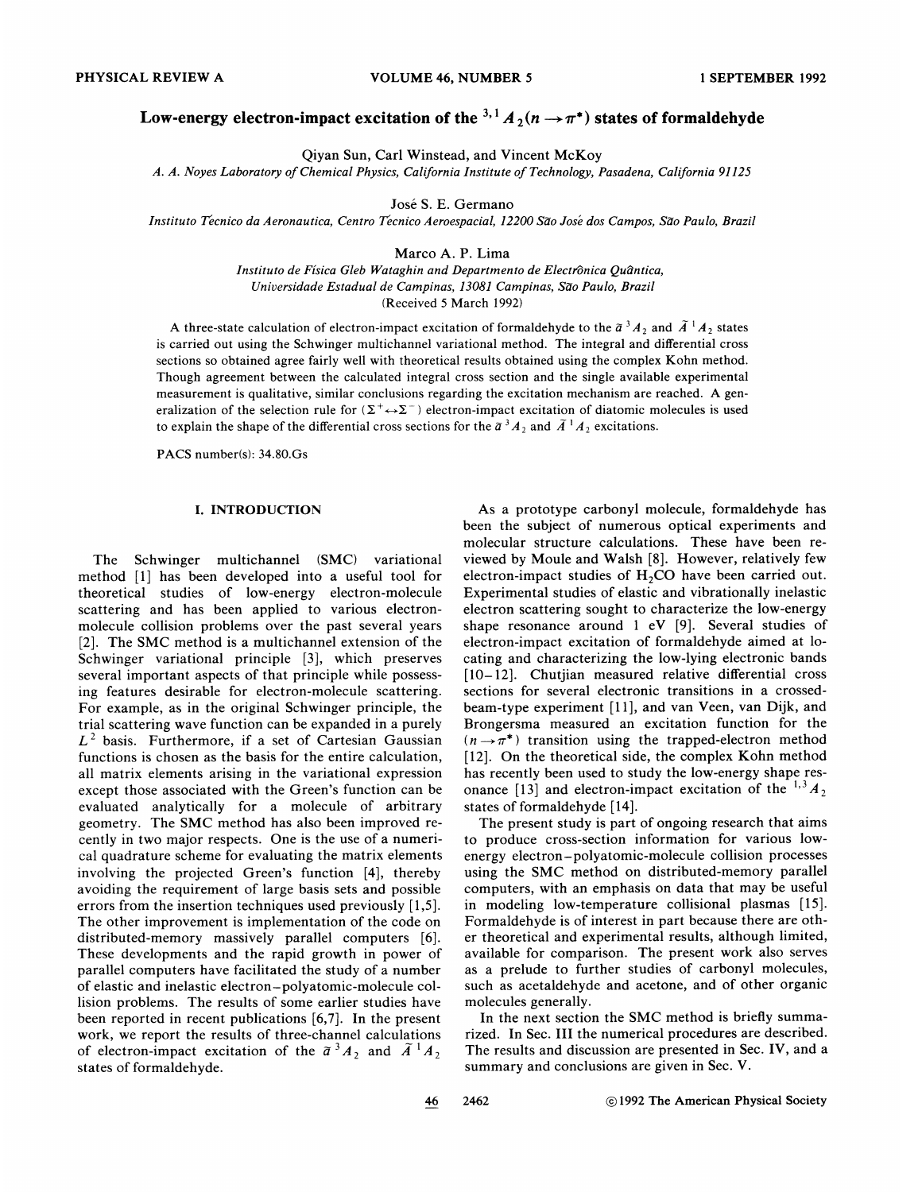# Low-energy electron-impact excitation of the $^{3,1}A_2(n \rightarrow \pi^*)$ states of formaldehyde

Qiyan Sun, Carl Winstead, and Vincent McKoy

*A. A. Noyes Laboratory of Chemical Physics, California Institute of Technology, Pasadena, California 91125*

José S. E. Germano

*Instituto Técnico da Aeronautica, Centro Técnico Aeroespacial, 12200 São José dos Campos, São Paulo, Brazil*

Marco A. P. Lima

*Instituto de Física Gleb Wataghin and Departmento de Electrônica Quântica, Universidade Estadual de Campinas, 13081 Campinas, São Paulo, Brazil*

(Received 5 March 1992)

A three-state calculation of electron-impact excitation of formaldehyde to the $\tilde{a}\,^3A_2$ and $\tilde{A}\,^1A_2$ states is carried out using the Schwinger multichannel variational method. The integral and differential cross sections so obtained agree fairly well with theoretical results obtained using the complex Kohn method. Though agreement between the calculated integral cross section and the single available experimental measurement is qualitative, similar conclusions regarding the excitation mechanism are reached. A generalization of the selection rule for $(\Sigma^+ \leftrightarrow \Sigma^-)$ electron-impact excitation of diatomic molecules is used to explain the shape of the differential cross sections for the $\tilde{a}\,^3A_2$ and $\tilde{A}\,^1A_2$ excitations.

PACS number(s): 34.80.Gs

## I. INTRODUCTION

The Schwinger multichannel (SMC) variational method [1] has been developed into a useful tool for theoretical studies of low-energy electron-molecule scattering and has been applied to various electron-molecule collision problems over the past several years [2]. The SMC method is a multichannel extension of the Schwinger variational principle [3], which preserves several important aspects of that principle while possessing features desirable for electron-molecule scattering. For example, as in the original Schwinger principle, the trial scattering wave function can be expanded in a purely $L^2$ basis. Furthermore, if a set of Cartesian Gaussian functions is chosen as the basis for the entire calculation, all matrix elements arising in the variational expression except those associated with the Green's function can be evaluated analytically for a molecule of arbitrary geometry. The SMC method has also been improved recently in two major respects. One is the use of a numerical quadrature scheme for evaluating the matrix elements involving the projected Green's function [4], thereby avoiding the requirement of large basis sets and possible errors from the insertion techniques used previously [1,5]. The other improvement is implementation of the code on distributed-memory massively parallel computers [6]. These developments and the rapid growth in power of parallel computers have facilitated the study of a number of elastic and inelastic electron–polyatomic-molecule collision problems. The results of some earlier studies have been reported in recent publications [6,7]. In the present work, we report the results of three-channel calculations of electron-impact excitation of the $\tilde{a}\,^3A_2$ and $\tilde{A}\,^1A_2$ states of formaldehyde.

As a prototype carbonyl molecule, formaldehyde has been the subject of numerous optical experiments and molecular structure calculations. These have been reviewed by Moule and Walsh [8]. However, relatively few electron-impact studies of $H_2CO$ have been carried out. Experimental studies of elastic and vibrationally inelastic electron scattering sought to characterize the low-energy shape resonance around 1 eV [9]. Several studies of electron-impact excitation of formaldehyde aimed at locating and characterizing the low-lying electronic bands [10–12]. Chutjian measured relative differential cross sections for several electronic transitions in a crossed-beam-type experiment [11], and van Veen, van Dijk, and Brongersma measured an excitation function for the $(n \rightarrow \pi^*)$ transition using the trapped-electron method [12]. On the theoretical side, the complex Kohn method has recently been used to study the low-energy shape resonance [13] and electron-impact excitation of the $^{1,3}A_2$ states of formaldehyde [14].

The present study is part of ongoing research that aims to produce cross-section information for various low-energy electron–polyatomic-molecule collision processes using the SMC method on distributed-memory parallel computers, with an emphasis on data that may be useful in modeling low-temperature collisional plasmas [15]. Formaldehyde is of interest in part because there are other theoretical and experimental results, although limited, available for comparison. The present work also serves as a prelude to further studies of carbonyl molecules, such as acetaldehyde and acetone, and of other organic molecules generally.

In the next section the SMC method is briefly summarized. In Sec. III the numerical procedures are described. The results and discussion are presented in Sec. IV, and a summary and conclusions are given in Sec. V.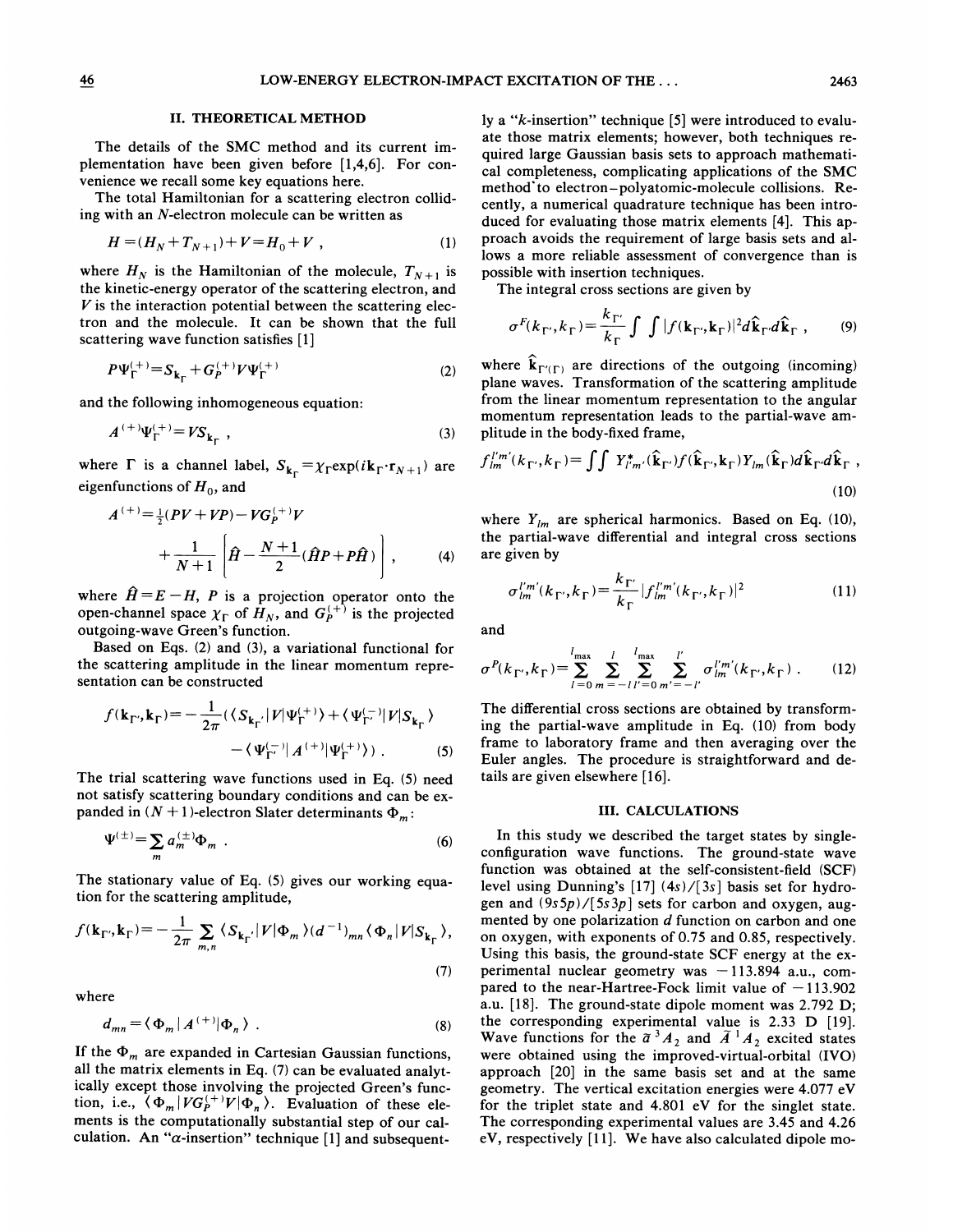## II. THEORETICAL METHOD

The details of the SMC method and its current implementation have been given before [1,4,6]. For convenience we recall some key equations here.

The total Hamiltonian for a scattering electron colliding with an $N$-electron molecule can be written as

$$H=(H_N+T_{N+1})+V=H_0+V\ , \tag{1}$$

where $H_N$ is the Hamiltonian of the molecule, $T_{N+1}$ is the kinetic-energy operator of the scattering electron, and $V$ is the interaction potential between the scattering electron and the molecule. It can be shown that the full scattering wave function satisfies [1]

$$P\Psi_\Gamma^{(+)}=S_{\mathbf{k}_\Gamma}+G_P^{(+)}V\Psi_\Gamma^{(+)} \tag{2}$$

and the following inhomogeneous equation:

$$A^{(+)}\Psi_\Gamma^{(+)}=VS_{\mathbf{k}_\Gamma}\ , \tag{3}$$

where $\Gamma$ is a channel label, $S_{\mathbf{k}_\Gamma}=\chi_\Gamma\exp(i\mathbf{k}_\Gamma\cdot\mathbf{r}_{N+1})$ are eigenfunctions of $H_0$, and

$$A^{(+)}=\tfrac{1}{2}(PV+VP)-VG_P^{(+)}V+\frac{1}{N+1}\left[\hat{H}-\frac{N+1}{2}(\hat{H}P+P\hat{H})\right]\ , \tag{4}$$

where $\hat{H}=E-H$, $P$ is a projection operator onto the open-channel space $\chi_\Gamma$ of $H_N$, and $G_P^{(+)}$ is the projected outgoing-wave Green's function.

Based on Eqs. (2) and (3), a variational functional for the scattering amplitude in the linear momentum representation can be constructed

$$f(\mathbf{k}_{\Gamma'},\mathbf{k}_\Gamma)=-\frac{1}{2\pi}(\langle S_{\mathbf{k}_{\Gamma'}}|V|\Psi_\Gamma^{(+)}\rangle+\langle\Psi_{\Gamma'}^{(-)}|V|S_{\mathbf{k}_\Gamma}\rangle-\langle\Psi_{\Gamma'}^{(-)}|A^{(+)}|\Psi_\Gamma^{(+)}\rangle)\ . \tag{5}$$

The trial scattering wave functions used in Eq. (5) need not satisfy scattering boundary conditions and can be expanded in $(N+1)$-electron Slater determinants $\Phi_m$:

$$\Psi^{(\pm)}=\sum_m a_m^{(\pm)}\Phi_m\ . \tag{6}$$

The stationary value of Eq. (5) gives our working equation for the scattering amplitude,

$$f(\mathbf{k}_{\Gamma'},\mathbf{k}_\Gamma)=-\frac{1}{2\pi}\sum_{m,n}\langle S_{\mathbf{k}_{\Gamma'}}|V|\Phi_m\rangle(d^{-1})_{mn}\langle\Phi_n|V|S_{\mathbf{k}_\Gamma}\rangle, \tag{7}$$

where

$$d_{mn}=\langle\Phi_m|A^{(+)}|\Phi_n\rangle\ . \tag{8}$$

If the $\Phi_m$ are expanded in Cartesian Gaussian functions, all the matrix elements in Eq. (7) can be evaluated analytically except those involving the projected Green's function, i.e., $\langle\Phi_m|VG_P^{(+)}V|\Phi_n\rangle$. Evaluation of these elements is the computationally substantial step of our calculation. An "$\alpha$-insertion" technique [1] and subsequently a "$k$-insertion" technique [5] were introduced to evaluate those matrix elements; however, both techniques required large Gaussian basis sets to approach mathematical completeness, complicating applications of the SMC method to electron–polyatomic-molecule collisions. Recently, a numerical quadrature technique has been introduced for evaluating those matrix elements [4]. This approach avoids the requirement of large basis sets and allows a more reliable assessment of convergence than is possible with insertion techniques.

The integral cross sections are given by

$$\sigma^F(k_{\Gamma'},k_\Gamma)=\frac{k_{\Gamma'}}{k_\Gamma}\int\int|f(\mathbf{k}_{\Gamma'},\mathbf{k}_\Gamma)|^2 d\hat{\mathbf{k}}_{\Gamma'}d\hat{\mathbf{k}}_\Gamma\ , \tag{9}$$

where $\hat{\mathbf{k}}_{\Gamma'(\Gamma)}$ are directions of the outgoing (incoming) plane waves. Transformation of the scattering amplitude from the linear momentum representation to the angular momentum representation leads to the partial-wave amplitude in the body-fixed frame,

$$f_{lm}^{l'm'}(k_{\Gamma'},k_\Gamma)=\int\int Y_{l'm'}^*(\hat{\mathbf{k}}_{\Gamma'})f(\hat{\mathbf{k}}_{\Gamma'},\mathbf{k}_\Gamma)Y_{lm}(\hat{\mathbf{k}}_\Gamma)d\hat{\mathbf{k}}_{\Gamma'}d\hat{\mathbf{k}}_\Gamma\ , \tag{10}$$

where $Y_{lm}$ are spherical harmonics. Based on Eq. (10), the partial-wave differential and integral cross sections are given by

$$\sigma_{lm}^{l'm'}(k_{\Gamma'},k_\Gamma)=\frac{k_{\Gamma'}}{k_\Gamma}|f_{lm}^{l'm'}(k_{\Gamma'},k_\Gamma)|^2 \tag{11}$$

and

$$\sigma^P(k_{\Gamma'},k_\Gamma)=\sum_{l=0}^{l_{\max}}\sum_{m=-l}^{l}\sum_{l'=0}^{l_{\max}}\sum_{m'=-l'}^{l'}\sigma_{lm}^{l'm'}(k_{\Gamma'},k_\Gamma)\ . \tag{12}$$

The differential cross sections are obtained by transforming the partial-wave amplitude in Eq. (10) from body frame to laboratory frame and then averaging over the Euler angles. The procedure is straightforward and details are given elsewhere [16].

## III. CALCULATIONS

In this study we described the target states by single-configuration wave functions. The ground-state wave function was obtained at the self-consistent-field (SCF) level using Dunning's [17] $(4s)/[3s]$ basis set for hydrogen and $(9s5p)/[5s3p]$ sets for carbon and oxygen, augmented by one polarization $d$ function on carbon and one on oxygen, with exponents of 0.75 and 0.85, respectively. Using this basis, the ground-state SCF energy at the experimental nuclear geometry was $-113.894$ a.u., compared to the near-Hartree-Fock limit value of $-113.902$ a.u. [18]. The ground-state dipole moment was 2.792 D; the corresponding experimental value is 2.33 D [19]. Wave functions for the $\tilde{a}\,^3A_2$ and $\tilde{A}\,^1A_2$ excited states were obtained using the improved-virtual-orbital (IVO) approach [20] in the same basis set and at the same geometry. The vertical excitation energies were 4.077 eV for the triplet state and 4.801 eV for the singlet state. The corresponding experimental values are 3.45 and 4.26 eV, respectively [11]. We have also calculated dipole mo-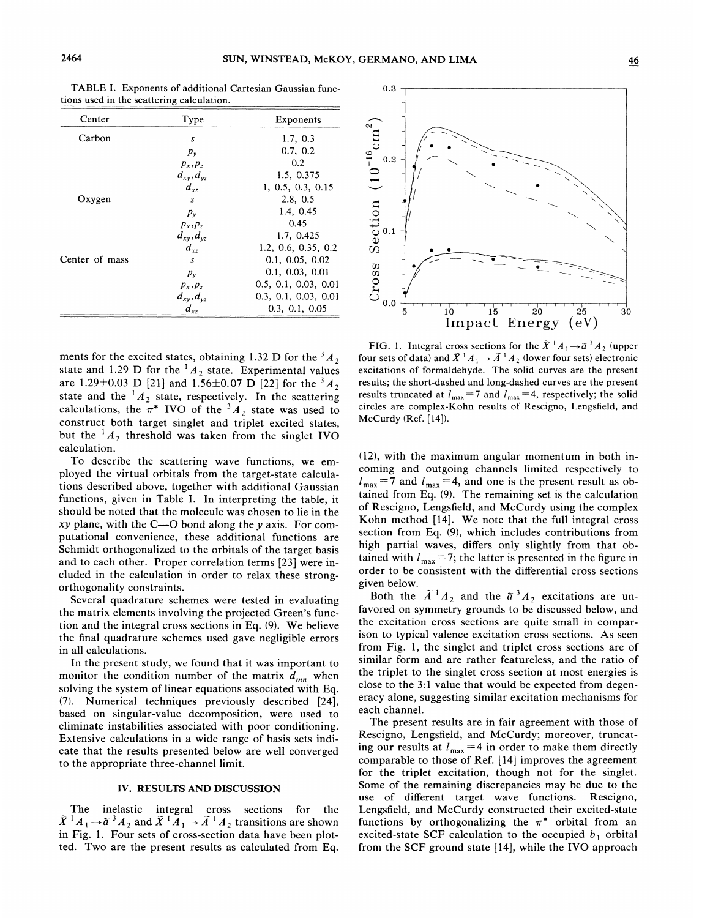TABLE I. Exponents of additional Cartesian Gaussian functions used in the scattering calculation.

| Center | Type | Exponents |
|---|---|---|
| Carbon | $s$ | 1.7, 0.3 |
| | $p_y$ | 0.7, 0.2 |
| | $p_x, p_z$ | 0.2 |
| | $d_{xy}, d_{yz}$ | 1.5, 0.375 |
| | $d_{xz}$ | 1, 0.5, 0.3, 0.15 |
| Oxygen | $s$ | 2.8, 0.5 |
| | $p_y$ | 1.4, 0.45 |
| | $p_x, p_z$ | 0.45 |
| | $d_{xy}, d_{yz}$ | 1.7, 0.425 |
| | $d_{xz}$ | 1.2, 0.6, 0.35, 0.2 |
| Center of mass | $s$ | 0.1, 0.05, 0.02 |
| | $p_y$ | 0.1, 0.03, 0.01 |
| | $p_x, p_z$ | 0.5, 0.1, 0.03, 0.01 |
| | $d_{xy}, d_{yz}$ | 0.3, 0.1, 0.03, 0.01 |
| | $d_{xz}$ | 0.3, 0.1, 0.05 |

FIG. 1. Integral cross sections for the $\tilde{X}\,^1A_1 \rightarrow \tilde{a}\,^3A_2$ (upper four sets of data) and $\tilde{X}\,^1A_1 \rightarrow \tilde{A}\,^1A_2$ (lower four sets) electronic excitations of formaldehyde. The solid curves are the present results; the short-dashed and long-dashed curves are the present results truncated at $l_{max}=7$ and $l_{max}=4$, respectively; the solid circles are complex-Kohn results of Rescigno, Lengsfield, and McCurdy (Ref. [14]).

ments for the excited states, obtaining 1.32 D for the $^3A_2$ state and 1.29 D for the $^1A_2$ state. Experimental values are 1.29±0.03 D [21] and 1.56±0.07 D [22] for the $^3A_2$ state and the $^1A_2$ state, respectively. In the scattering calculations, the $\pi^*$ IVO of the $^3A_2$ state was used to construct both target singlet and triplet excited states, but the $^1A_2$ threshold was taken from the singlet IVO calculation.

To describe the scattering wave functions, we employed the virtual orbitals from the target-state calculations described above, together with additional Gaussian functions, given in Table I. In interpreting the table, it should be noted that the molecule was chosen to lie in the $xy$ plane, with the C—O bond along the $y$ axis. For computational convenience, these additional functions are Schmidt orthogonalized to the orbitals of the target basis and to each other. Proper correlation terms [23] were included in the calculation in order to relax these strong-orthogonality constraints.

Several quadrature schemes were tested in evaluating the matrix elements involving the projected Green's function and the integral cross sections in Eq. (9). We believe the final quadrature schemes used gave negligible errors in all calculations.

In the present study, we found that it was important to monitor the condition number of the matrix $d_{mn}$ when solving the system of linear equations associated with Eq. (7). Numerical techniques previously described [24], based on singular-value decomposition, were used to eliminate instabilities associated with poor conditioning. Extensive calculations in a wide range of basis sets indicate that the results presented below are well converged to the appropriate three-channel limit.

## IV. RESULTS AND DISCUSSION

The inelastic integral cross sections for the $\tilde{X}\,^1A_1 \rightarrow \tilde{a}\,^3A_2$ and $\tilde{X}\,^1A_1 \rightarrow \tilde{A}\,^1A_2$ transitions are shown in Fig. 1. Four sets of cross-section data have been plotted. Two are the present results as calculated from Eq. (12), with the maximum angular momentum in both incoming and outgoing channels limited respectively to $l_{max}=7$ and $l_{max}=4$, and one is the present result as obtained from Eq. (9). The remaining set is the calculation of Rescigno, Lengsfield, and McCurdy using the complex Kohn method [14]. We note that the full integral cross section from Eq. (9), which includes contributions from high partial waves, differs only slightly from that obtained with $l_{max}=7$; the latter is presented in the figure in order to be consistent with the differential cross sections given below.

Both the $\tilde{A}\,^1A_2$ and the $\tilde{a}\,^3A_2$ excitations are unfavored on symmetry grounds to be discussed below, and the excitation cross sections are quite small in comparison to typical valence excitation cross sections. As seen from Fig. 1, the singlet and triplet cross sections are of similar form and are rather featureless, and the ratio of the triplet to the singlet cross section at most energies is close to the 3:1 value that would be expected from degeneracy alone, suggesting similar excitation mechanisms for each channel.

The present results are in fair agreement with those of Rescigno, Lengsfield, and McCurdy; moreover, truncating our results at $l_{max}=4$ in order to make them directly comparable to those of Ref. [14] improves the agreement for the triplet excitation, though not for the singlet. Some of the remaining discrepancies may be due to the use of different target wave functions. Rescigno, Lengsfield, and McCurdy constructed their excited-state functions by orthogonalizing the $\pi^*$ orbital from an excited-state SCF calculation to the occupied $b_1$ orbital from the SCF ground state [14], while the IVO approach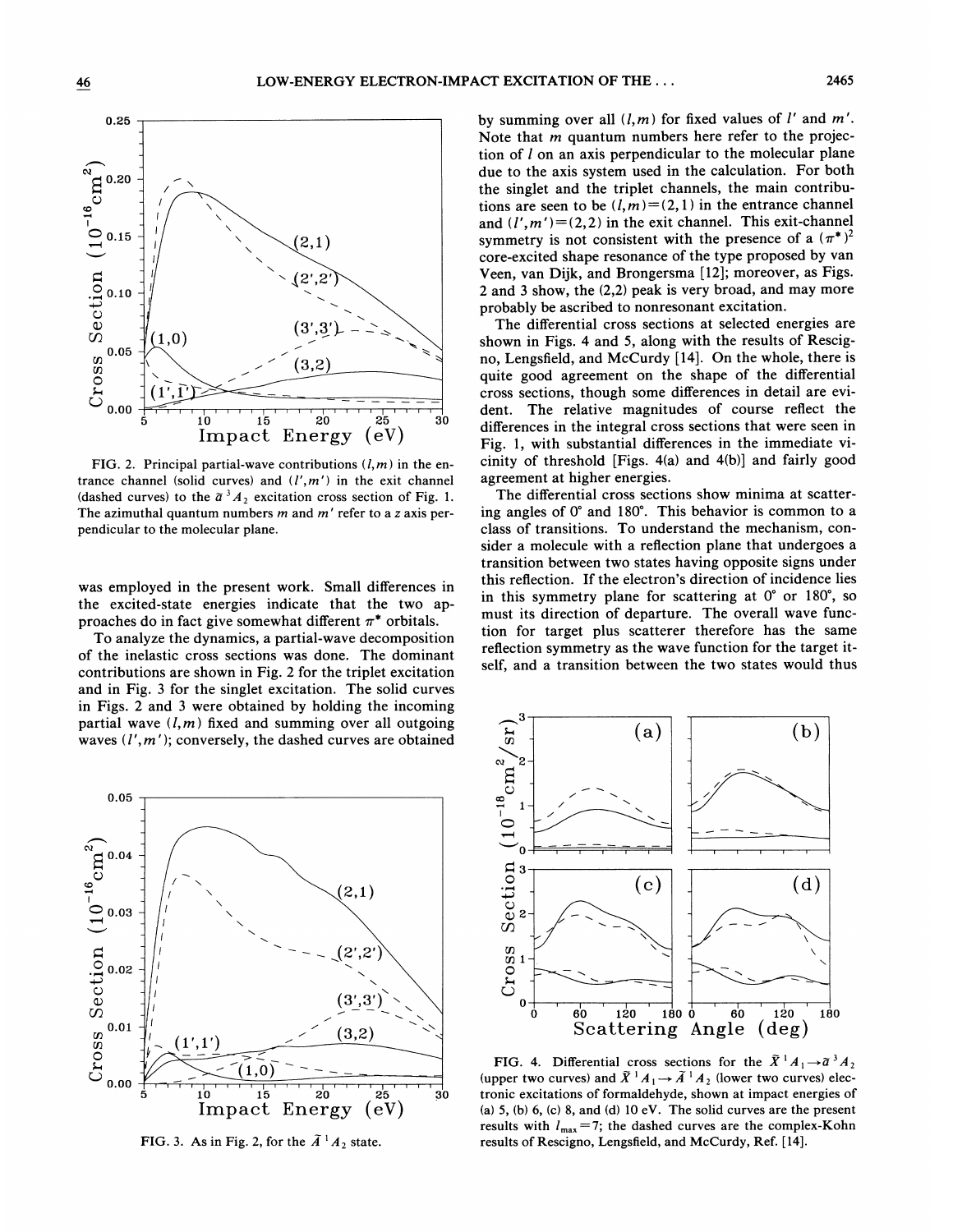FIG. 2. Principal partial-wave contributions $(l,m)$ in the entrance channel (solid curves) and $(l',m')$ in the exit channel (dashed curves) to the $\tilde{a}\,^3A_2$ excitation cross section of Fig. 1. The azimuthal quantum numbers $m$ and $m'$ refer to a $z$ axis perpendicular to the molecular plane.

was employed in the present work. Small differences in the excited-state energies indicate that the two approaches do in fact give somewhat different $\pi^*$ orbitals.

To analyze the dynamics, a partial-wave decomposition of the inelastic cross sections was done. The dominant contributions are shown in Fig. 2 for the triplet excitation and in Fig. 3 for the singlet excitation. The solid curves in Figs. 2 and 3 were obtained by holding the incoming partial wave $(l,m)$ fixed and summing over all outgoing waves $(l',m')$; conversely, the dashed curves are obtained by summing over all $(l,m)$ for fixed values of $l'$ and $m'$. Note that $m$ quantum numbers here refer to the projection of $l$ on an axis perpendicular to the molecular plane due to the axis system used in the calculation. For both the singlet and the triplet channels, the main contributions are seen to be $(l,m)=(2,1)$ in the entrance channel and $(l',m')=(2,2)$ in the exit channel. This exit-channel symmetry is not consistent with the presence of a $(\pi^*)^2$ core-excited shape resonance of the type proposed by van Veen, van Dijk, and Brongersma [12]; moreover, as Figs. 2 and 3 show, the (2,2) peak is very broad, and may more probably be ascribed to nonresonant excitation.

FIG. 3. As in Fig. 2, for the $\tilde{A}\,^1A_2$ state.

The differential cross sections at selected energies are shown in Figs. 4 and 5, along with the results of Rescigno, Lengsfield, and McCurdy [14]. On the whole, there is quite good agreement on the shape of the differential cross sections, though some differences in detail are evident. The relative magnitudes of course reflect the differences in the integral cross sections that were seen in Fig. 1, with substantial differences in the immediate vicinity of threshold [Figs. 4(a) and 4(b)] and fairly good agreement at higher energies.

The differential cross sections show minima at scattering angles of 0° and 180°. This behavior is common to a class of transitions. To understand the mechanism, consider a molecule with a reflection plane that undergoes a transition between two states having opposite signs under this reflection. If the electron's direction of incidence lies in this symmetry plane for scattering at 0° or 180°, so must its direction of departure. The overall wave function for target plus scatterer therefore has the same reflection symmetry as the wave function for the target itself, and a transition between the two states would thus

FIG. 4. Differential cross sections for the $\tilde{X}\,^1A_1 \rightarrow \tilde{a}\,^3A_2$ (upper two curves) and $\tilde{X}\,^1A_1 \rightarrow \tilde{A}\,^1A_2$ (lower two curves) electronic excitations of formaldehyde, shown at impact energies of (a) 5, (b) 6, (c) 8, and (d) 10 eV. The solid curves are the present results with $l_{max}=7$; the dashed curves are the complex-Kohn results of Rescigno, Lengsfield, and McCurdy, Ref. [14].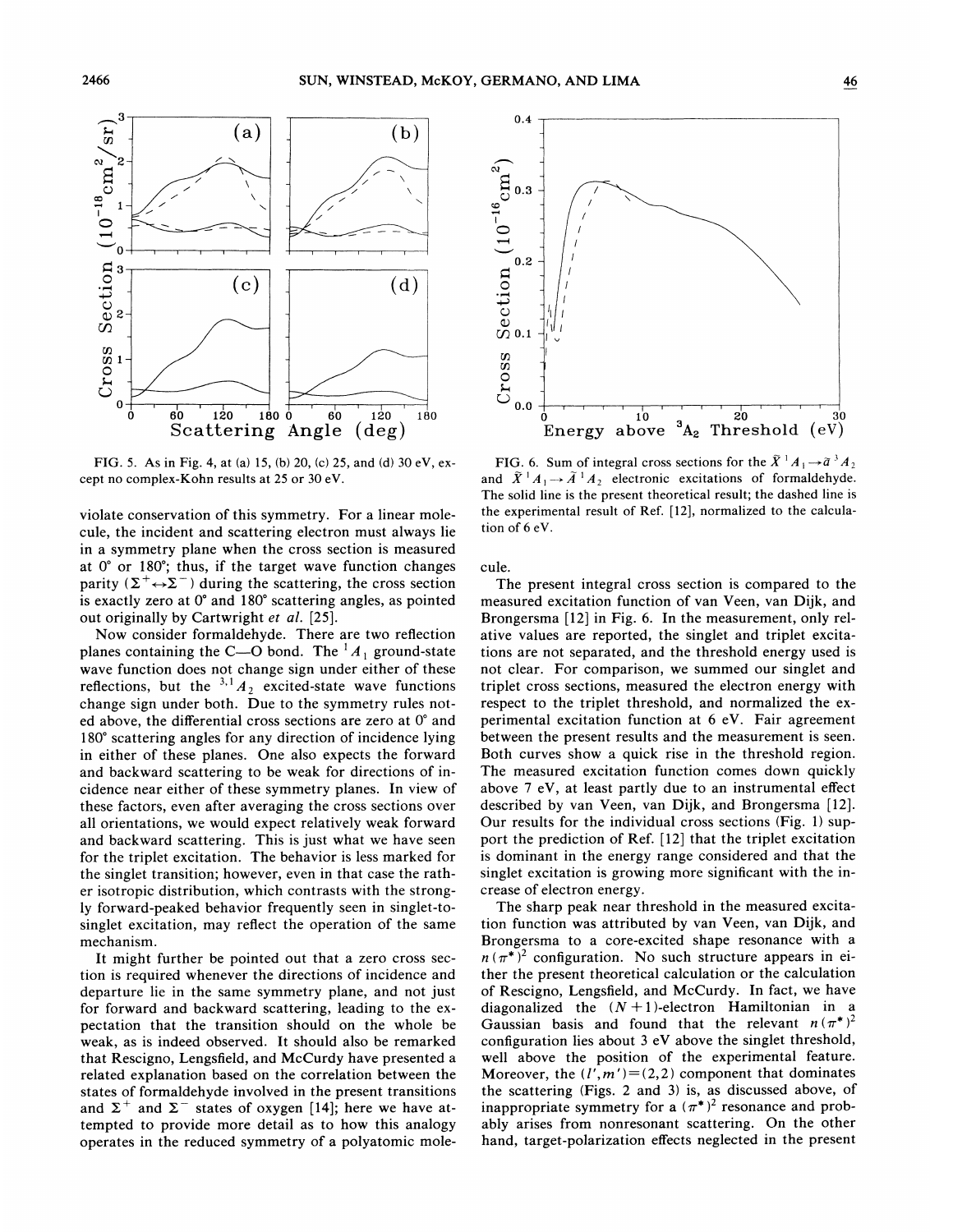FIG. 5. As in Fig. 4, at (a) 15, (b) 20, (c) 25, and (d) 30 eV, except no complex-Kohn results at 25 or 30 eV.

FIG. 6. Sum of integral cross sections for the $\tilde{X}\,{}^1A_1 \rightarrow \tilde{a}\,{}^3A_2$ and $\tilde{X}\,{}^1A_1 \rightarrow \tilde{A}\,{}^1A_2$ electronic excitations of formaldehyde. The solid line is the present theoretical result; the dashed line is the experimental result of Ref. [12], normalized to the calculation of 6 eV.

violate conservation of this symmetry. For a linear molecule, the incident and scattering electron must always lie in a symmetry plane when the cross section is measured at 0° or 180°; thus, if the target wave function changes parity ($\Sigma^+ \leftrightarrow \Sigma^-$) during the scattering, the cross section is exactly zero at 0° and 180° scattering angles, as pointed out originally by Cartwright *et al.* [25].

Now consider formaldehyde. There are two reflection planes containing the C—O bond. The ${}^1A_1$ ground-state wave function does not change sign under either of these reflections, but the ${}^{3,1}A_2$ excited-state wave functions change sign under both. Due to the symmetry rules noted above, the differential cross sections are zero at 0° and 180° scattering angles for any direction of incidence lying in either of these planes. One also expects the forward and backward scattering to be weak for directions of incidence near either of these symmetry planes. In view of these factors, even after averaging the cross sections over all orientations, we would expect relatively weak forward and backward scattering. This is just what we have seen for the triplet excitation. The behavior is less marked for the singlet transition; however, even in that case the rather isotropic distribution, which contrasts with the strongly forward-peaked behavior frequently seen in singlet-to-singlet excitation, may reflect the operation of the same mechanism.

It might further be pointed out that a zero cross section is required whenever the directions of incidence and departure lie in the same symmetry plane, and not just for forward and backward scattering, leading to the expectation that the transition should on the whole be weak, as is indeed observed. It should also be remarked that Rescigno, Lengsfield, and McCurdy have presented a related explanation based on the correlation between the states of formaldehyde involved in the present transitions and $\Sigma^+$ and $\Sigma^-$ states of oxygen [14]; here we have attempted to provide more detail as to how this analogy operates in the reduced symmetry of a polyatomic molecule.

The present integral cross section is compared to the measured excitation function of van Veen, van Dijk, and Brongersma [12] in Fig. 6. In the measurement, only relative values are reported, the singlet and triplet excitations are not separated, and the threshold energy used is not clear. For comparison, we summed our singlet and triplet cross sections, measured the electron energy with respect to the triplet threshold, and normalized the experimental excitation function at 6 eV. Fair agreement between the present results and the measurement is seen. Both curves show a quick rise in the threshold region. The measured excitation function comes down quickly above 7 eV, at least partly due to an instrumental effect described by van Veen, van Dijk, and Brongersma [12]. Our results for the individual cross sections (Fig. 1) support the prediction of Ref. [12] that the triplet excitation is dominant in the energy range considered and that the singlet excitation is growing more significant with the increase of electron energy.

The sharp peak near threshold in the measured excitation function was attributed by van Veen, van Dijk, and Brongersma to a core-excited shape resonance with a $n(\pi^*)^2$ configuration. No such structure appears in either the present theoretical calculation or the calculation of Rescigno, Lengsfield, and McCurdy. In fact, we have diagonalized the $(N+1)$-electron Hamiltonian in a Gaussian basis and found that the relevant $n(\pi^*)^2$ configuration lies about 3 eV above the singlet threshold, well above the position of the experimental feature. Moreover, the $(l',m')=(2,2)$ component that dominates the scattering (Figs. 2 and 3) is, as discussed above, of inappropriate symmetry for a $(\pi^*)^2$ resonance and probably arises from nonresonant scattering. On the other hand, target-polarization effects neglected in the present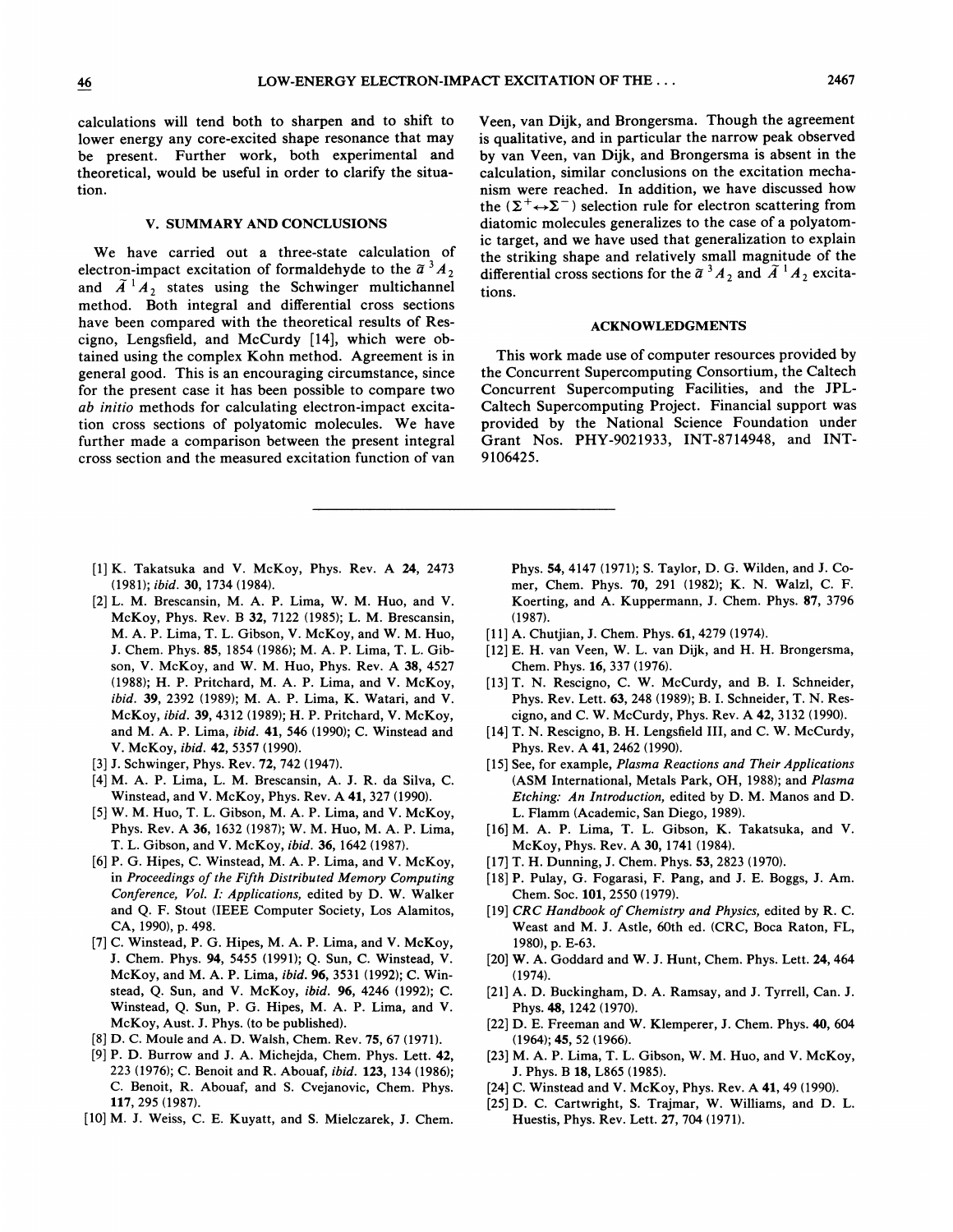calculations will tend both to sharpen and to shift to lower energy any core-excited shape resonance that may be present. Further work, both experimental and theoretical, would be useful in order to clarify the situation.

## V. SUMMARY AND CONCLUSIONS

We have carried out a three-state calculation of electron-impact excitation of formaldehyde to the $\tilde{a}\,^3A_2$ and $\tilde{A}\,^1A_2$ states using the Schwinger multichannel method. Both integral and differential cross sections have been compared with the theoretical results of Rescigno, Lengsfield, and McCurdy [14], which were obtained using the complex Kohn method. Agreement is in general good. This is an encouraging circumstance, since for the present case it has been possible to compare two *ab initio* methods for calculating electron-impact excitation cross sections of polyatomic molecules. We have further made a comparison between the present integral cross section and the measured excitation function of van Veen, van Dijk, and Brongersma. Though the agreement is qualitative, and in particular the narrow peak observed by van Veen, van Dijk, and Brongersma is absent in the calculation, similar conclusions on the excitation mechanism were reached. In addition, we have discussed how the $(\Sigma^+ \leftrightarrow \Sigma^-)$ selection rule for electron scattering from diatomic molecules generalizes to the case of a polyatomic target, and we have used that generalization to explain the striking shape and relatively small magnitude of the differential cross sections for the $\tilde{a}\,^3A_2$ and $\tilde{A}\,^1A_2$ excitations.

## ACKNOWLEDGMENTS

This work made use of computer resources provided by the Concurrent Supercomputing Consortium, the Caltech Concurrent Supercomputing Facilities, and the JPL-Caltech Supercomputing Project. Financial support was provided by the National Science Foundation under Grant Nos. PHY-9021933, INT-8714948, and INT-9106425.

---

[1] K. Takatsuka and V. McKoy, Phys. Rev. A **24**, 2473 (1981); *ibid.* **30**, 1734 (1984).

[2] L. M. Brescansin, M. A. P. Lima, W. M. Huo, and V. McKoy, Phys. Rev. B **32**, 7122 (1985); L. M. Brescansin, M. A. P. Lima, T. L. Gibson, V. McKoy, and W. M. Huo, J. Chem. Phys. **85**, 1854 (1986); M. A. P. Lima, T. L. Gibson, V. McKoy, and W. M. Huo, Phys. Rev. A **38**, 4527 (1988); H. P. Pritchard, M. A. P. Lima, and V. McKoy, *ibid.* **39**, 2392 (1989); M. A. P. Lima, K. Watari, and V. McKoy, *ibid.* **39**, 4312 (1989); H. P. Pritchard, V. McKoy, and M. A. P. Lima, *ibid.* **41**, 546 (1990); C. Winstead and V. McKoy, *ibid.* **42**, 5357 (1990).

[3] J. Schwinger, Phys. Rev. **72**, 742 (1947).

[4] M. A. P. Lima, L. M. Brescansin, A. J. R. da Silva, C. Winstead, and V. McKoy, Phys. Rev. A **41**, 327 (1990).

[5] W. M. Huo, T. L. Gibson, M. A. P. Lima, and V. McKoy, Phys. Rev. A **36**, 1632 (1987); W. M. Huo, M. A. P. Lima, T. L. Gibson, and V. McKoy, *ibid.* **36**, 1642 (1987).

[6] P. G. Hipes, C. Winstead, M. A. P. Lima, and V. McKoy, in *Proceedings of the Fifth Distributed Memory Computing Conference, Vol. I: Applications,* edited by D. W. Walker and Q. F. Stout (IEEE Computer Society, Los Alamitos, CA, 1990), p. 498.

[7] C. Winstead, P. G. Hipes, M. A. P. Lima, and V. McKoy, J. Chem. Phys. **94**, 5455 (1991); Q. Sun, C. Winstead, V. McKoy, and M. A. P. Lima, *ibid.* **96**, 3531 (1992); C. Winstead, Q. Sun, and V. McKoy, *ibid.* **96**, 4246 (1992); C. Winstead, Q. Sun, P. G. Hipes, M. A. P. Lima, and V. McKoy, Aust. J. Phys. (to be published).

[8] D. C. Moule and A. D. Walsh, Chem. Rev. **75**, 67 (1971).

[9] P. D. Burrow and J. A. Michejda, Chem. Phys. Lett. **42**, 223 (1976); C. Benoit and R. Abouaf, *ibid.* **123**, 134 (1986); C. Benoit, R. Abouaf, and S. Cvejanovic, Chem. Phys. **117**, 295 (1987).

[10] M. J. Weiss, C. E. Kuyatt, and S. Mielczarek, J. Chem. Phys. **54**, 4147 (1971); S. Taylor, D. G. Wilden, and J. Comer, Chem. Phys. **70**, 291 (1982); K. N. Walzl, C. F. Koerting, and A. Kuppermann, J. Chem. Phys. **87**, 3796 (1987).

[11] A. Chutjian, J. Chem. Phys. **61**, 4279 (1974).

[12] E. H. van Veen, W. L. van Dijk, and H. H. Brongersma, Chem. Phys. **16**, 337 (1976).

[13] T. N. Rescigno, C. W. McCurdy, and B. I. Schneider, Phys. Rev. Lett. **63**, 248 (1989); B. I. Schneider, T. N. Rescigno, and C. W. McCurdy, Phys. Rev. A **42**, 3132 (1990).

[14] T. N. Rescigno, B. H. Lengsfield III, and C. W. McCurdy, Phys. Rev. A **41**, 2462 (1990).

[15] See, for example, *Plasma Reactions and Their Applications* (ASM International, Metals Park, OH, 1988); and *Plasma Etching: An Introduction,* edited by D. M. Manos and D. L. Flamm (Academic, San Diego, 1989).

[16] M. A. P. Lima, T. L. Gibson, K. Takatsuka, and V. McKoy, Phys. Rev. A **30**, 1741 (1984).

[17] T. H. Dunning, J. Chem. Phys. **53**, 2823 (1970).

[18] P. Pulay, G. Fogarasi, F. Pang, and J. E. Boggs, J. Am. Chem. Soc. **101**, 2550 (1979).

[19] *CRC Handbook of Chemistry and Physics,* edited by R. C. Weast and M. J. Astle, 60th ed. (CRC, Boca Raton, FL, 1980), p. E-63.

[20] W. A. Goddard and W. J. Hunt, Chem. Phys. Lett. **24**, 464 (1974).

[21] A. D. Buckingham, D. A. Ramsay, and J. Tyrrell, Can. J. Phys. **48**, 1242 (1970).

[22] D. E. Freeman and W. Klemperer, J. Chem. Phys. **40**, 604 (1964); **45**, 52 (1966).

[23] M. A. P. Lima, T. L. Gibson, W. M. Huo, and V. McKoy, J. Phys. B **18**, L865 (1985).

[24] C. Winstead and V. McKoy, Phys. Rev. A **41**, 49 (1990).

[25] D. C. Cartwright, S. Trajmar, W. Williams, and D. L. Huestis, Phys. Rev. Lett. **27**, 704 (1971).